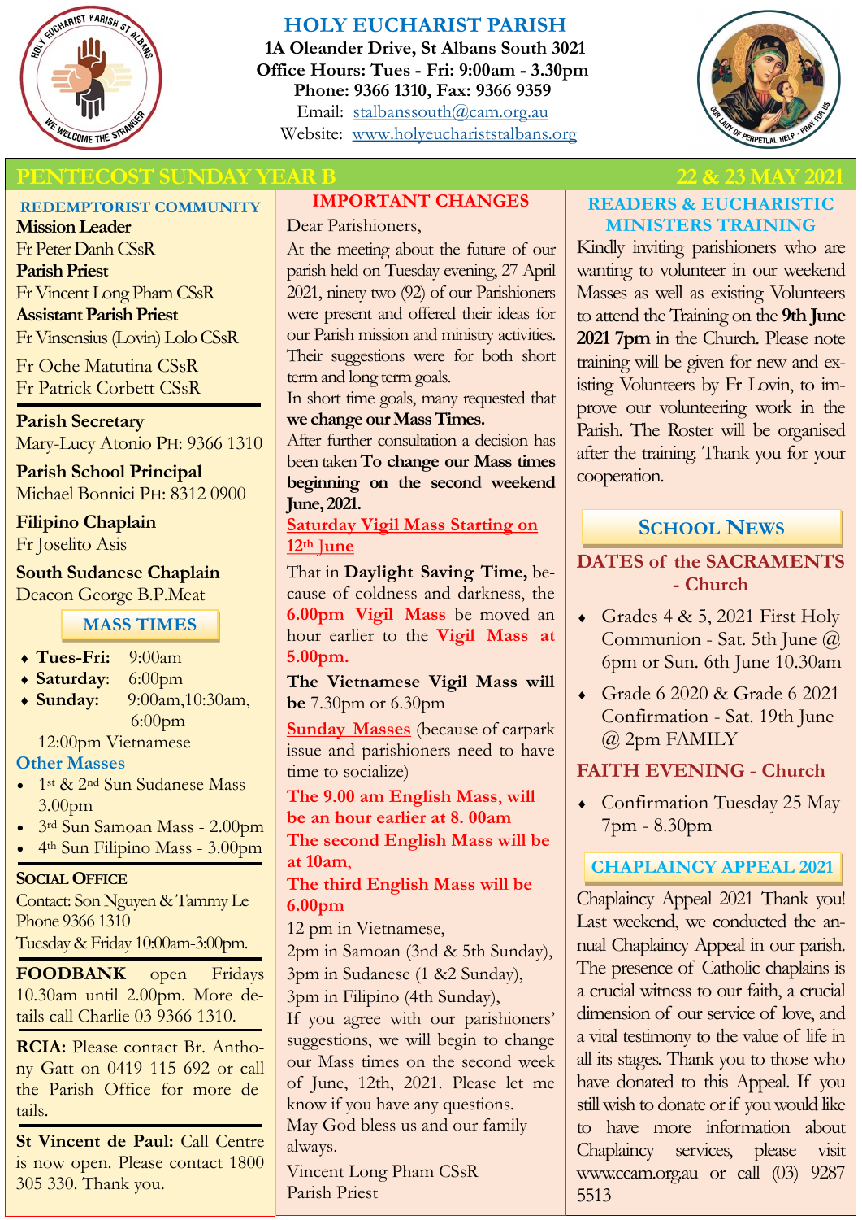# HOLY EUCHARIST PARISH

**1A Oleander Drive, St Albans South 3021**
**Office Hours: Tues - Fri: 9:00am - 3.30pm**
**Phone: 9366 1310, Fax: 9366 9359**
Email: stalbanssouth@cam.org.au
Website: www.holyeucharststalbans.org

## PENTECOST SUNDAY YEAR B — 22 & 23 MAY 2021

### REDEMPTORIST COMMUNITY

**Mission Leader**
Fr Peter Danh CSsR
**Parish Priest**
Fr Vincent Long Pham CSsR
**Assistant Parish Priest**
Fr Vinsensius (Lovin) Lolo CSsR

Fr Oche Matutina CSsR
Fr Patrick Corbett CSsR

**Parish Secretary**
Mary-Lucy Atonio PH: 9366 1310

**Parish School Principal**
Michael Bonnici PH: 8312 0900

**Filipino Chaplain**
Fr Joselito Asis

**South Sudanese Chaplain**
Deacon George B.P.Meat

### MASS TIMES

- **Tues-Fri:** 9:00am
- **Saturday:** 6:00pm
- **Sunday:** 9:00am, 10:30am, 6:00pm
  12:00pm Vietnamese

**Other Masses**

- 1st & 2nd Sun Sudanese Mass - 3.00pm
- 3rd Sun Samoan Mass - 2.00pm
- 4th Sun Filipino Mass - 3.00pm

**SOCIAL OFFICE**
Contact: Son Nguyen & Tammy Le
Phone 9366 1310
Tuesday & Friday 10:00am-3:00pm.

**FOODBANK** open Fridays 10.30am until 2.00pm. More details call Charlie 03 9366 1310.

**RCIA:** Please contact Br. Anthony Gatt on 0419 115 692 or call the Parish Office for more details.

**St Vincent de Paul:** Call Centre is now open. Please contact 1800 305 330. Thank you.

### IMPORTANT CHANGES

Dear Parishioners,

At the meeting about the future of our parish held on Tuesday evening, 27 April 2021, ninety two (92) of our Parishioners were present and offered their ideas for our Parish mission and ministry activities. Their suggestions were for both short term and long term goals.

In short time goals, many requested that **we change our Mass Times.**

After further consultation a decision has been taken **To change our Mass times beginning on the second weekend June, 2021.**

**Saturday Vigil Mass Starting on 12th June**

That in **Daylight Saving Time,** because of coldness and darkness, the **6.00pm Vigil Mass** be moved an hour earlier to the **Vigil Mass at 5.00pm.**

**The Vietnamese Vigil Mass will be** 7.30pm or 6.30pm

**Sunday Masses** (because of carpark issue and parishioners need to have time to socialize)

**The 9.00 am English Mass, will be an hour earlier at 8. 00am**
**The second English Mass will be at 10am,**
**The third English Mass will be 6.00pm**

12 pm in Vietnamese,
2pm in Samoan (3nd & 5th Sunday),
3pm in Sudanese (1 &2 Sunday),
3pm in Filipino (4th Sunday),

If you agree with our parishioners' suggestions, we will begin to change our Mass times on the second week of June, 12th, 2021. Please let me know if you have any questions.

May God bless us and our family always.

Vincent Long Pham CSsR
Parish Priest

### READERS & EUCHARISTIC MINISTERS TRAINING

Kindly inviting parishioners who are wanting to volunteer in our weekend Masses as well as existing Volunteers to attend the Training on the **9th June 2021 7pm** in the Church. Please note training will be given for new and existing Volunteers by Fr Lovin, to improve our volunteering work in the Parish. The Roster will be organised after the training. Thank you for your cooperation.

### SCHOOL NEWS

**DATES of the SACRAMENTS - Church**

- Grades 4 & 5, 2021 First Holy Communion - Sat. 5th June @ 6pm or Sun. 6th June 10.30am
- Grade 6 2020 & Grade 6 2021 Confirmation - Sat. 19th June @ 2pm FAMILY

**FAITH EVENING - Church**

- Confirmation Tuesday 25 May 7pm - 8.30pm

### CHAPLAINCY APPEAL 2021

Chaplaincy Appeal 2021 Thank you! Last weekend, we conducted the annual Chaplaincy Appeal in our parish. The presence of Catholic chaplains is a crucial witness to our faith, a crucial dimension of our service of love, and a vital testimony to the value of life in all its stages. Thank you to those who have donated to this Appeal. If you still wish to donate or if you would like to have more information about Chaplaincy services, please visit www.ccam.org.au or call (03) 9287 5513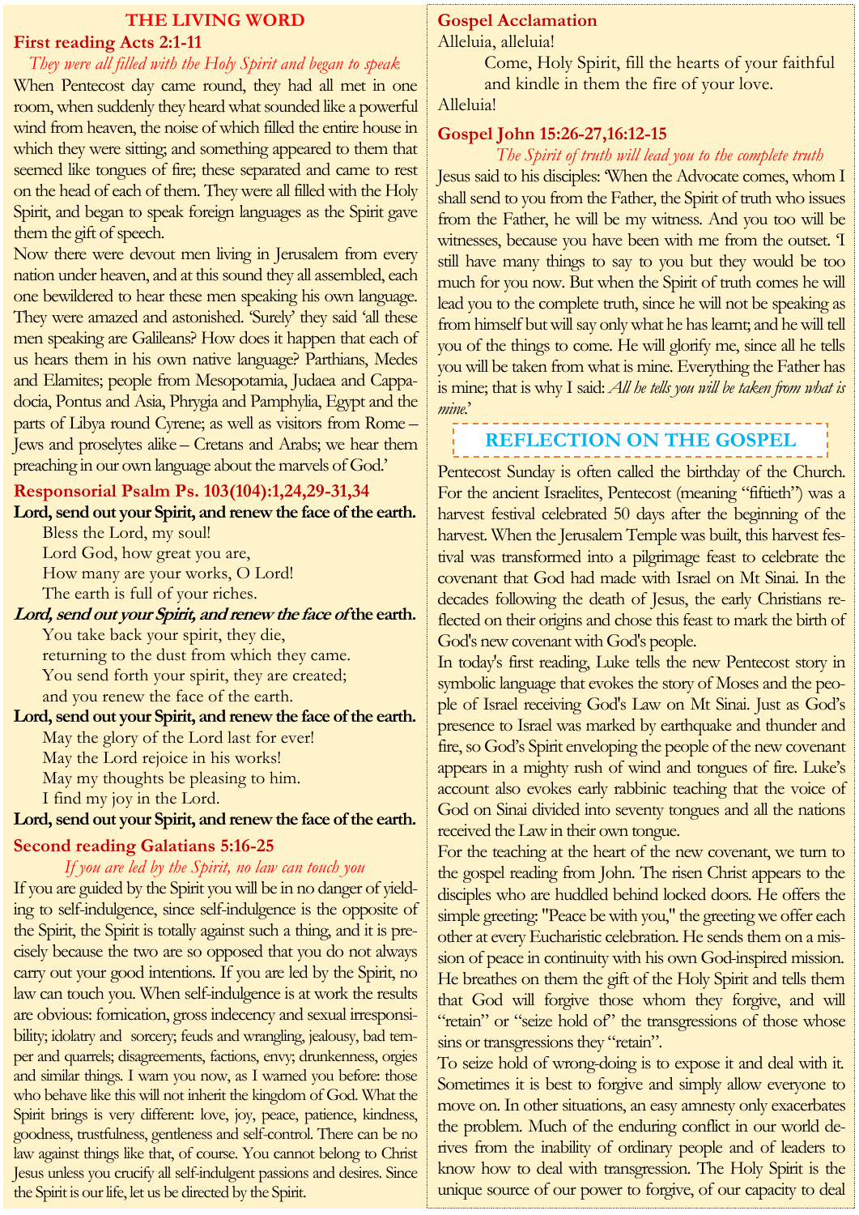## THE LIVING WORD

### First reading Acts 2:1-11

*They were all filled with the Holy Spirit and began to speak*

When Pentecost day came round, they had all met in one room, when suddenly they heard what sounded like a powerful wind from heaven, the noise of which filled the entire house in which they were sitting; and something appeared to them that seemed like tongues of fire; these separated and came to rest on the head of each of them. They were all filled with the Holy Spirit, and began to speak foreign languages as the Spirit gave them the gift of speech.

Now there were devout men living in Jerusalem from every nation under heaven, and at this sound they all assembled, each one bewildered to hear these men speaking his own language. They were amazed and astonished. 'Surely' they said 'all these men speaking are Galileans? How does it happen that each of us hears them in his own native language? Parthians, Medes and Elamites; people from Mesopotamia, Judaea and Cappadocia, Pontus and Asia, Phrygia and Pamphylia, Egypt and the parts of Libya round Cyrene; as well as visitors from Rome – Jews and proselytes alike – Cretans and Arabs; we hear them preaching in our own language about the marvels of God.'

### Responsorial Psalm Ps. 103(104):1,24,29-31,34

**Lord, send out your Spirit, and renew the face of the earth.**

Bless the Lord, my soul!
Lord God, how great you are,
How many are your works, O Lord!
The earth is full of your riches.

***Lord, send out your Spirit, and renew the face of*** **the earth.**

You take back your spirit, they die,
returning to the dust from which they came.
You send forth your spirit, they are created;
and you renew the face of the earth.

**Lord, send out your Spirit, and renew the face of the earth.**

May the glory of the Lord last for ever!
May the Lord rejoice in his works!
May my thoughts be pleasing to him.
I find my joy in the Lord.

**Lord, send out your Spirit, and renew the face of the earth.**

### Second reading Galatians 5:16-25

*If you are led by the Spirit, no law can touch you*

If you are guided by the Spirit you will be in no danger of yielding to self-indulgence, since self-indulgence is the opposite of the Spirit, the Spirit is totally against such a thing, and it is precisely because the two are so opposed that you do not always carry out your good intentions. If you are led by the Spirit, no law can touch you. When self-indulgence is at work the results are obvious: fornication, gross indecency and sexual irresponsibility; idolatry and sorcery; feuds and wrangling, jealousy, bad temper and quarrels; disagreements, factions, envy; drunkenness, orgies and similar things. I warn you now, as I warned you before: those who behave like this will not inherit the kingdom of God. What the Spirit brings is very different: love, joy, peace, patience, kindness, goodness, trustfulness, gentleness and self-control. There can be no law against things like that, of course. You cannot belong to Christ Jesus unless you crucify all self-indulgent passions and desires. Since the Spirit is our life, let us be directed by the Spirit.

### Gospel Acclamation

Alleluia, alleluia!

Come, Holy Spirit, fill the hearts of your faithful and kindle in them the fire of your love.

Alleluia!

### Gospel John 15:26-27,16:12-15

*The Spirit of truth will lead you to the complete truth*

Jesus said to his disciples: 'When the Advocate comes, whom I shall send to you from the Father, the Spirit of truth who issues from the Father, he will be my witness. And you too will be witnesses, because you have been with me from the outset. 'I still have many things to say to you but they would be too much for you now. But when the Spirit of truth comes he will lead you to the complete truth, since he will not be speaking as from himself but will say only what he has learnt; and he will tell you of the things to come. He will glorify me, since all he tells you will be taken from what is mine. Everything the Father has is mine; that is why I said: *All he tells you will be taken from what is mine*.'

## REFLECTION ON THE GOSPEL

Pentecost Sunday is often called the birthday of the Church. For the ancient Israelites, Pentecost (meaning "fiftieth") was a harvest festival celebrated 50 days after the beginning of the harvest. When the Jerusalem Temple was built, this harvest festival was transformed into a pilgrimage feast to celebrate the covenant that God had made with Israel on Mt Sinai. In the decades following the death of Jesus, the early Christians reflected on their origins and chose this feast to mark the birth of God's new covenant with God's people.

In today's first reading, Luke tells the new Pentecost story in symbolic language that evokes the story of Moses and the people of Israel receiving God's Law on Mt Sinai. Just as God's presence to Israel was marked by earthquake and thunder and fire, so God's Spirit enveloping the people of the new covenant appears in a mighty rush of wind and tongues of fire. Luke's account also evokes early rabbinic teaching that the voice of God on Sinai divided into seventy tongues and all the nations received the Law in their own tongue.

For the teaching at the heart of the new covenant, we turn to the gospel reading from John. The risen Christ appears to the disciples who are huddled behind locked doors. He offers the simple greeting: "Peace be with you," the greeting we offer each other at every Eucharistic celebration. He sends them on a mission of peace in continuity with his own God-inspired mission. He breathes on them the gift of the Holy Spirit and tells them that God will forgive those whom they forgive, and will "retain" or "seize hold of" the transgressions of those whose sins or transgressions they "retain".

To seize hold of wrong-doing is to expose it and deal with it. Sometimes it is best to forgive and simply allow everyone to move on. In other situations, an easy amnesty only exacerbates the problem. Much of the enduring conflict in our world derives from the inability of ordinary people and of leaders to know how to deal with transgression. The Holy Spirit is the unique source of our power to forgive, of our capacity to deal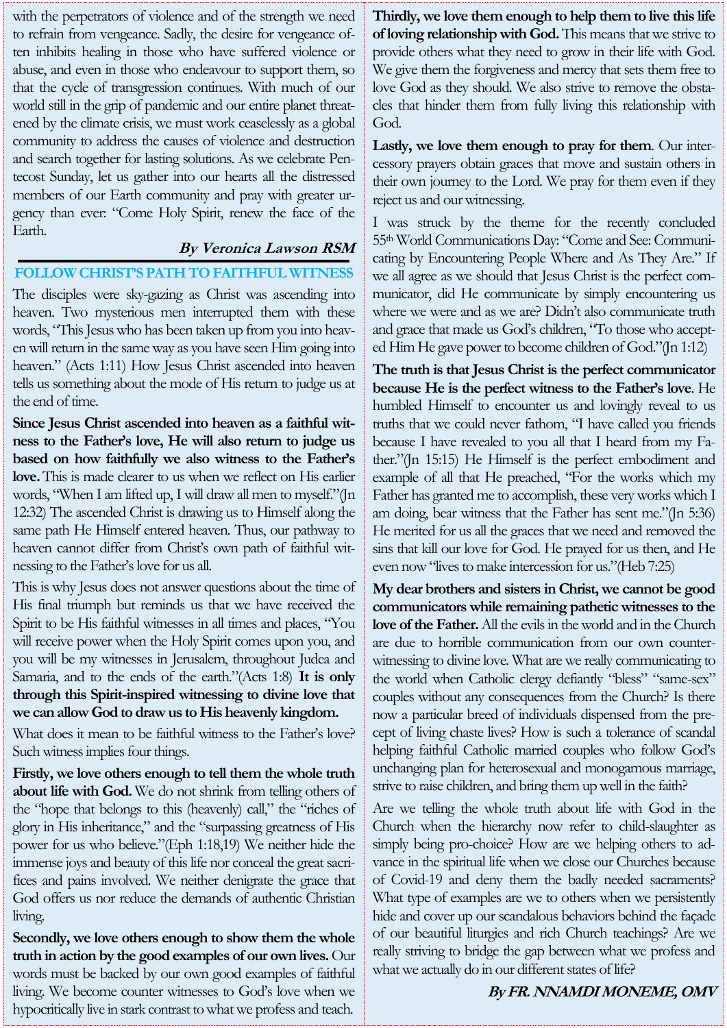with the perpetrators of violence and of the strength we need to refrain from vengeance. Sadly, the desire for vengeance often inhibits healing in those who have suffered violence or abuse, and even in those who endeavour to support them, so that the cycle of transgression continues. With much of our world still in the grip of pandemic and our entire planet threatened by the climate crisis, we must work ceaselessly as a global community to address the causes of violence and destruction and search together for lasting solutions. As we celebrate Pentecost Sunday, let us gather into our hearts all the distressed members of our Earth community and pray with greater urgency than ever: "Come Holy Spirit, renew the face of the Earth.

***By Veronica Lawson RSM***

## FOLLOW CHRIST'S PATH TO FAITHFUL WITNESS

The disciples were sky-gazing as Christ was ascending into heaven. Two mysterious men interrupted them with these words, "This Jesus who has been taken up from you into heaven will return in the same way as you have seen Him going into heaven." (Acts 1:11) How Jesus Christ ascended into heaven tells us something about the mode of His return to judge us at the end of time.

**Since Jesus Christ ascended into heaven as a faithful witness to the Father's love, He will also return to judge us based on how faithfully we also witness to the Father's love.** This is made clearer to us when we reflect on His earlier words, "When I am lifted up, I will draw all men to myself."(Jn 12:32) The ascended Christ is drawing us to Himself along the same path He Himself entered heaven. Thus, our pathway to heaven cannot differ from Christ's own path of faithful witnessing to the Father's love for us all.

This is why Jesus does not answer questions about the time of His final triumph but reminds us that we have received the Spirit to be His faithful witnesses in all times and places, "You will receive power when the Holy Spirit comes upon you, and you will be my witnesses in Jerusalem, throughout Judea and Samaria, and to the ends of the earth."(Acts 1:8) **It is only through this Spirit-inspired witnessing to divine love that we can allow God to draw us to His heavenly kingdom.**

What does it mean to be faithful witness to the Father's love? Such witness implies four things.

**Firstly, we love others enough to tell them the whole truth about life with God.** We do not shrink from telling others of the "hope that belongs to this (heavenly) call," the "riches of glory in His inheritance," and the "surpassing greatness of His power for us who believe."(Eph 1:18,19) We neither hide the immense joys and beauty of this life nor conceal the great sacrifices and pains involved. We neither denigrate the grace that God offers us nor reduce the demands of authentic Christian living.

**Secondly, we love others enough to show them the whole truth in action by the good examples of our own lives.** Our words must be backed by our own good examples of faithful living. We become counter witnesses to God's love when we hypocritically live in stark contrast to what we profess and teach.

**Thirdly, we love them enough to help them to live this life of loving relationship with God.** This means that we strive to provide others what they need to grow in their life with God. We give them the forgiveness and mercy that sets them free to love God as they should. We also strive to remove the obstacles that hinder them from fully living this relationship with God.

**Lastly, we love them enough to pray for them**. Our intercessory prayers obtain graces that move and sustain others in their own journey to the Lord. We pray for them even if they reject us and our witnessing.

I was struck by the theme for the recently concluded 55th World Communications Day: "Come and See: Communicating by Encountering People Where and As They Are." If we all agree as we should that Jesus Christ is the perfect communicator, did He communicate by simply encountering us where we were and as we are? Didn't also communicate truth and grace that made us God's children, "To those who accepted Him He gave power to become children of God."(Jn 1:12)

**The truth is that Jesus Christ is the perfect communicator because He is the perfect witness to the Father's love**. He humbled Himself to encounter us and lovingly reveal to us truths that we could never fathom, "I have called you friends because I have revealed to you all that I heard from my Father."(Jn 15:15) He Himself is the perfect embodiment and example of all that He preached, "For the works which my Father has granted me to accomplish, these very works which I am doing, bear witness that the Father has sent me."(Jn 5:36) He merited for us all the graces that we need and removed the sins that kill our love for God. He prayed for us then, and He even now "lives to make intercession for us."(Heb 7:25)

**My dear brothers and sisters in Christ, we cannot be good communicators while remaining pathetic witnesses to the love of the Father.** All the evils in the world and in the Church are due to horrible communication from our own counter-witnessing to divine love. What are we really communicating to the world when Catholic clergy defiantly "bless" "same-sex" couples without any consequences from the Church? Is there now a particular breed of individuals dispensed from the precept of living chaste lives? How is such a tolerance of scandal helping faithful Catholic married couples who follow God's unchanging plan for heterosexual and monogamous marriage, strive to raise children, and bring them up well in the faith?

Are we telling the whole truth about life with God in the Church when the hierarchy now refer to child-slaughter as simply being pro-choice? How are we helping others to advance in the spiritual life when we close our Churches because of Covid-19 and deny them the badly needed sacraments? What type of examples are we to others when we persistently hide and cover up our scandalous behaviors behind the façade of our beautiful liturgies and rich Church teachings? Are we really striving to bridge the gap between what we profess and what we actually do in our different states of life?

***By FR. NNAMDI MONEME, OMV***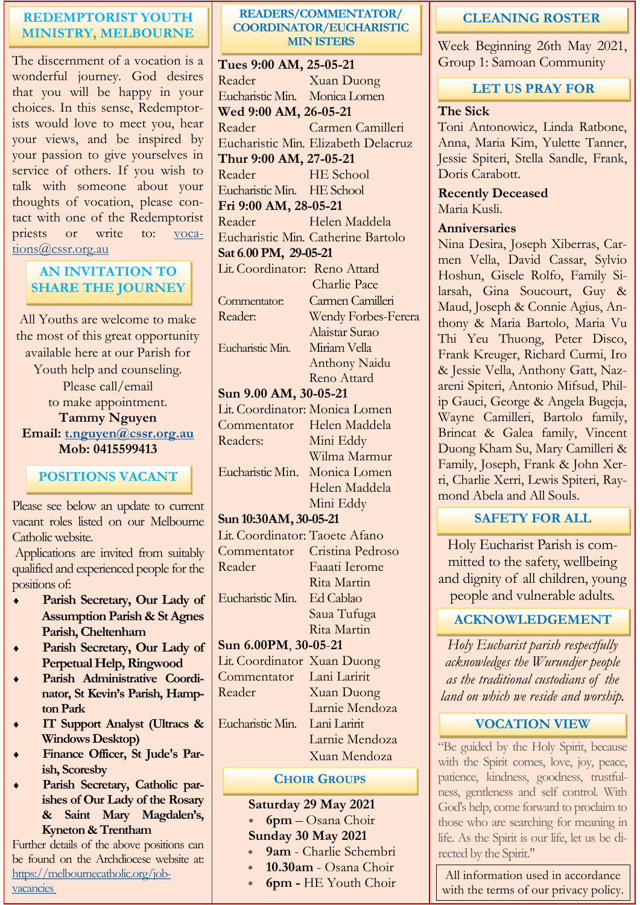## REDEMPTORIST YOUTH MINISTRY, MELBOURNE

The discernment of a vocation is a wonderful journey. God desires that you will be happy in your choices. In this sense, Redemptorists would love to meet you, hear your views, and be inspired by your passion to give yourselves in service of others. If you wish to talk with someone about your thoughts of vocation, please contact with one of the Redemptorist priests or write to: vocations@cssr.org.au

## AN INVITATION TO SHARE THE JOURNEY

All Youths are welcome to make the most of this great opportunity available here at our Parish for Youth help and counseling.
Please call/email
to make appointment.
**Tammy Nguyen**
**Email: t.nguyen@cssr.org.au**
**Mob: 0415599413**

## POSITIONS VACANT

Please see below an update to current vacant roles listed on our Melbourne Catholic website.

Applications are invited from suitably qualified and experienced people for the positions of:

- **Parish Secretary, Our Lady of Assumption Parish & St Agnes Parish, Cheltenham**
- **Parish Secretary, Our Lady of Perpetual Help, Ringwood**
- **Parish Administrative Coordinator, St Kevin's Parish, Hampton Park**
- **IT Support Analyst (Ultracs & Windows Desktop)**
- **Finance Officer, St Jude's Parish, Scoresby**
- **Parish Secretary, Catholic parishes of Our Lady of the Rosary & Saint Mary Magdalen's, Kyneton & Trentham**

Further details of the above positions can be found on the Archdiocese website at: https://melbournecatholic.org/job-vacancies

## READERS/COMMENTATOR/ COORDINATOR/EUCHARISTIC MINISTERS

**Tues 9:00 AM, 25-05-21**
Reader — Xuan Duong
Eucharistic Min. — Monica Lomen

**Wed 9:00 AM, 26-05-21**
Reader — Carmen Camilleri
Eucharistic Min. — Elizabeth Delacruz

**Thur 9:00 AM, 27-05-21**
Reader — HE School
Eucharistic Min. — HE School

**Fri 9:00 AM, 28-05-21**
Reader — Helen Maddela
Eucharistic Min. — Catherine Bartolo

**Sat 6.00 PM, 29-05-21**
Lit. Coordinator: — Reno Attard, Charlie Pace
Commentator: — Carmen Camilleri
Reader: — Wendy Forbes-Ferera, Alaistar Surao
Eucharistic Min. — Miriam Vella, Anthony Naidu, Reno Attard

**Sun 9.00 AM, 30-05-21**
Lit. Coordinator: — Monica Lomen
Commentator — Helen Maddela
Readers: — Mini Eddy, Wilma Marmur
Eucharistic Min. — Monica Lomen, Helen Maddela, Mini Eddy

**Sun 10:30AM, 30-05-21**
Lit. Coordinator: — Taoete Afano
Commentator — Cristina Pedroso
Reader — Faaati Ierome, Rita Martin
Eucharistic Min. — Ed Cablao, Saua Tufuga, Rita Martin

**Sun 6.00PM, 30-05-21**
Lit. Coordinator — Xuan Duong
Commentator — Lani Laririt
Reader — Xuan Duong, Larnie Mendoza
Eucharistic Min. — Lani Laririt, Larnie Mendoza, Xuan Mendoza

## CHOIR GROUPS

**Saturday 29 May 2021**
- **6pm** – Osana Choir

**Sunday 30 May 2021**
- **9am** - Charlie Schembri
- **10.30am** - Osana Choir
- **6pm -** HE Youth Choir

## CLEANING ROSTER

Week Beginning 26th May 2021, Group 1: Samoan Community

## LET US PRAY FOR

**The Sick**
Toni Antonowicz, Linda Ratbone, Anna, Maria Kim, Yulette Tanner, Jessie Spiteri, Stella Sandle, Frank, Doris Carabott.

**Recently Deceased**
Maria Kusli.

**Anniversaries**
Nina Desira, Joseph Xiberras, Carmen Vella, David Cassar, Sylvio Hoshun, Gisele Rolfo, Family Silarsah, Gina Soucourt, Guy & Maud, Joseph & Connie Agius, Anthony & Maria Bartolo, Maria Vu Thi Yeu Thuong, Peter Disco, Frank Kreuger, Richard Curmi, Iro & Jessie Vella, Anthony Gatt, Nazareni Spiteri, Antonio Mifsud, Philip Gauci, George & Angela Bugeja, Wayne Camilleri, Bartolo family, Brincat & Galea family, Vincent Duong Kham Su, Mary Camilleri & Family, Joseph, Frank & John Xerri, Charlie Xerri, Lewis Spiteri, Raymond Abela and All Souls.

## SAFETY FOR ALL

Holy Eucharist Parish is committed to the safety, wellbeing and dignity of all children, young people and vulnerable adults.

## ACKNOWLEDGEMENT

*Holy Eucharist parish respectfully acknowledges the Wurundjer people as the traditional custodians of the land on which we reside and worship.*

## VOCATION VIEW

"Be guided by the Holy Spirit, because with the Spirit comes, love, joy, peace, patience, kindness, goodness, trustfulness, gentleness and self control. With God's help, come forward to proclaim to those who are searching for meaning in life. As the Spirit is our life, let us be directed by the Spirit."

All information used in accordance with the terms of our privacy policy.